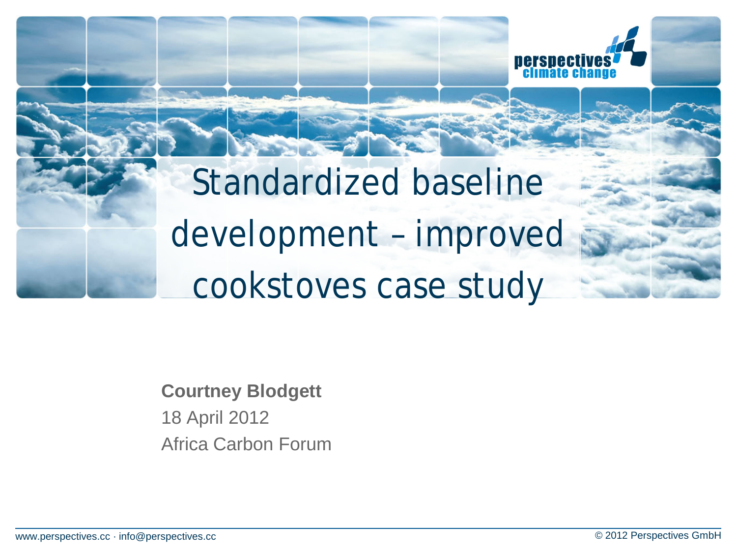# Standardized baseline development – improved cookstoves case study

**Courtney Blodgett**

18 April 2012

Africa Carbon Forum

www.perspectives.cc · info@perspectives.cc

© 2012 Perspectives GmbH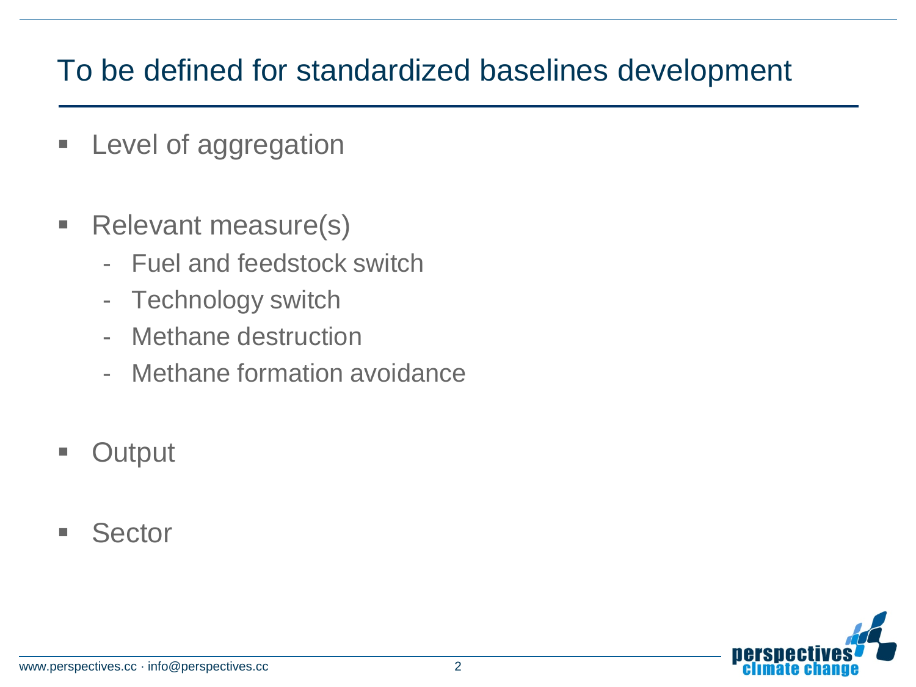# To be defined for standardized baselines development

- Level of aggregation
- Relevant measure(s)
  - Fuel and feedstock switch
  - Technology switch
  - Methane destruction
  - Methane formation avoidance
- Output
- Sector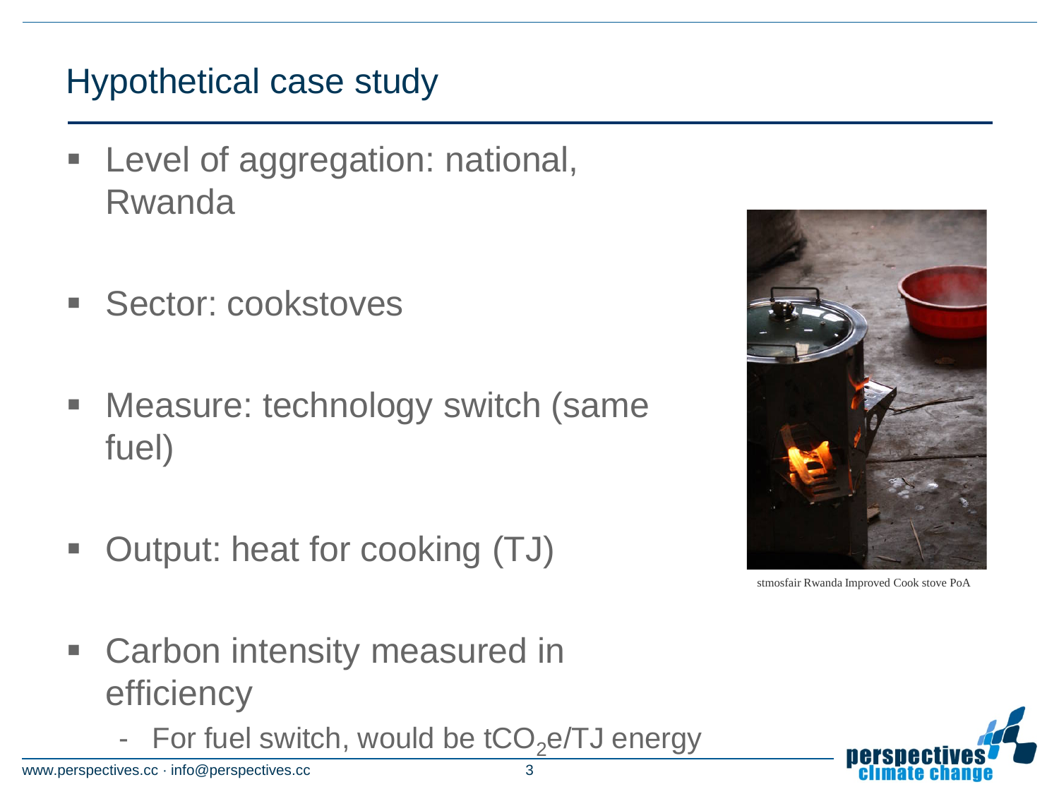# Hypothetical case study

- Level of aggregation: national, Rwanda
- Sector: cookstoves
- Measure: technology switch (same fuel)
- Output: heat for cooking (TJ)
- Carbon intensity measured in efficiency
  - For fuel switch, would be $tCO_2e/TJ$ energy

stmosfair Rwanda Improved Cook stove PoA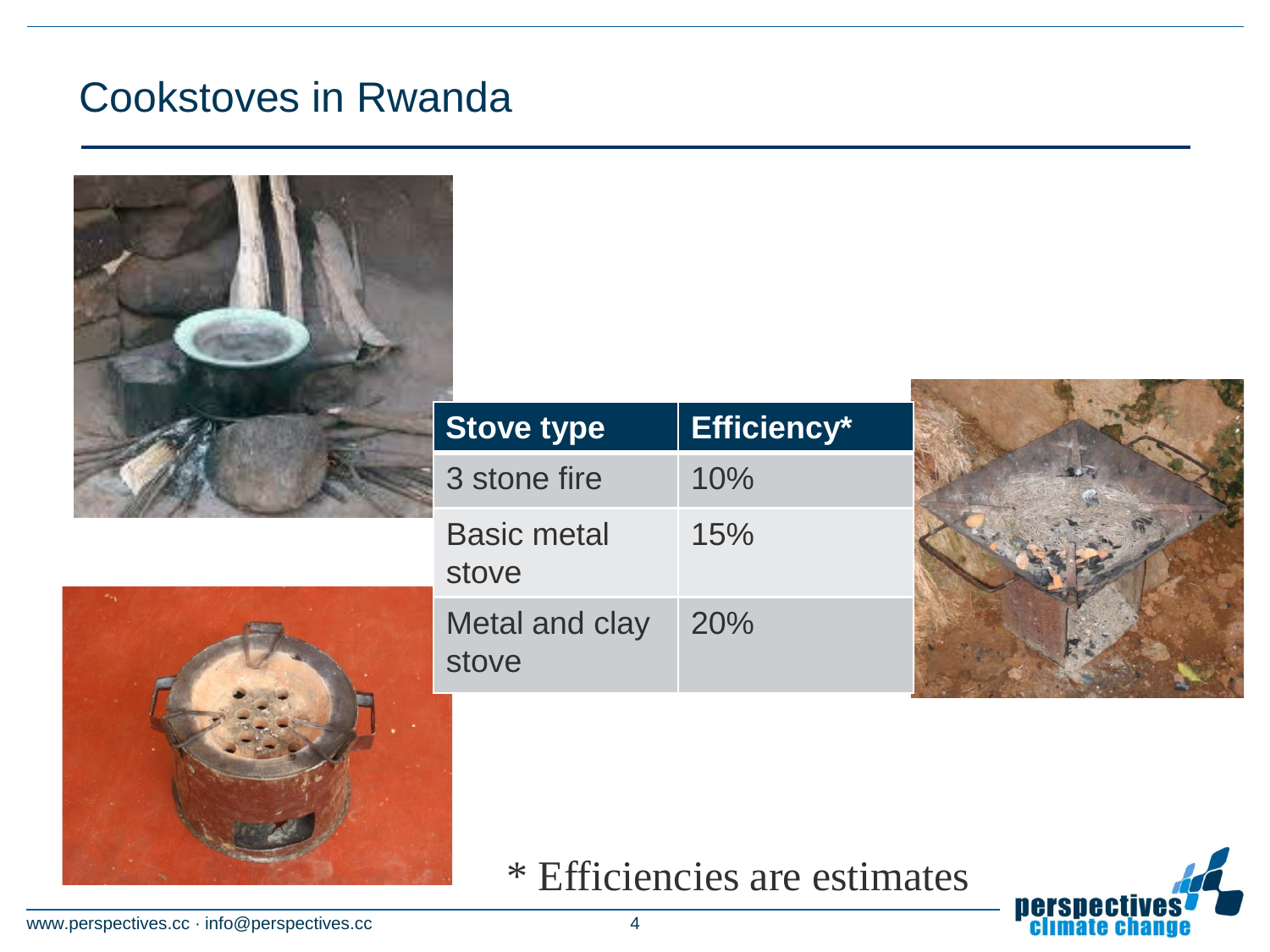# Cookstoves in Rwanda

| Stove type | Efficiency* |
|---|---|
| 3 stone fire | 10% |
| Basic metal stove | 15% |
| Metal and clay stove | 20% |

* Efficiencies are estimates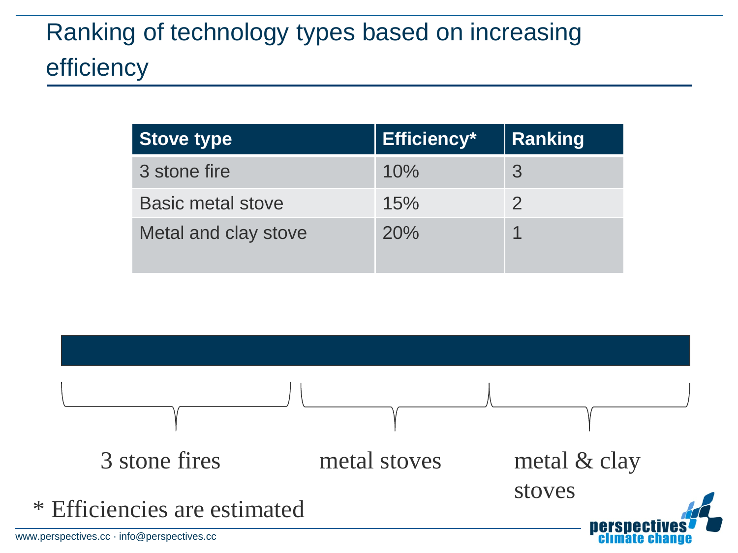# Ranking of technology types based on increasing efficiency

| Stove type | Efficiency* | Ranking |
|---|---|---|
| 3 stone fire | 10% | 3 |
| Basic metal stove | 15% | 2 |
| Metal and clay stove | 20% | 1 |

3 stone fires

metal stoves

metal & clay stoves

* Efficiencies are estimated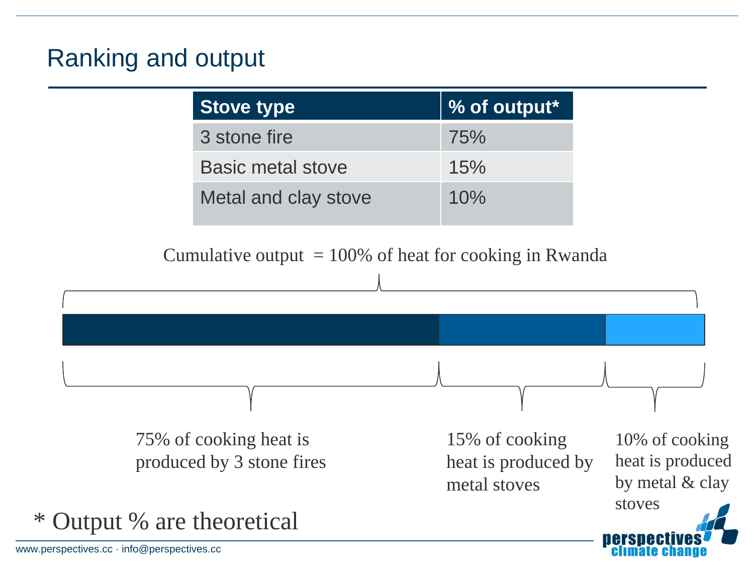# Ranking and output

| Stove type | % of output* |
|---|---|
| 3 stone fire | 75% |
| Basic metal stove | 15% |
| Metal and clay stove | 10% |

Cumulative output = 100% of heat for cooking in Rwanda

75% of cooking heat is produced by 3 stone fires

15% of cooking heat is produced by metal stoves

10% of cooking heat is produced by metal & clay stoves

* Output % are theoretical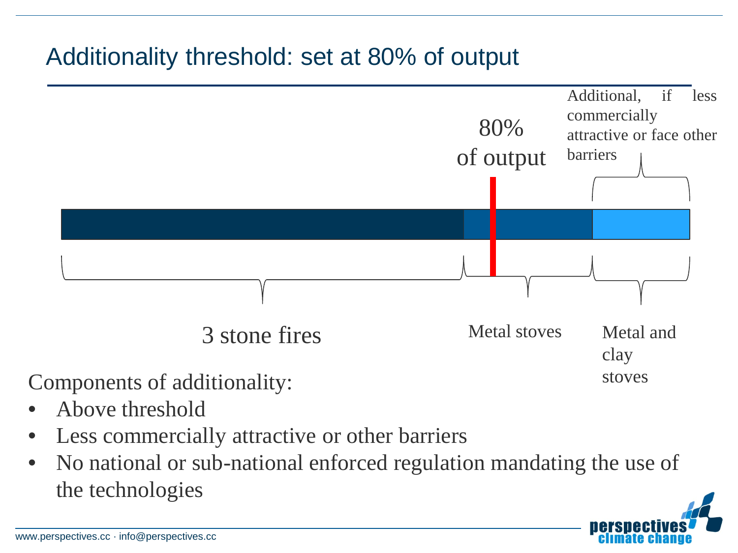# Additionality threshold: set at 80% of output

80% of output

Additional, if less commercially attractive or face other barriers

3 stone fires

Metal stoves

Metal and clay stoves

Components of additionality:

- Above threshold
- Less commercially attractive or other barriers
- No national or sub-national enforced regulation mandating the use of the technologies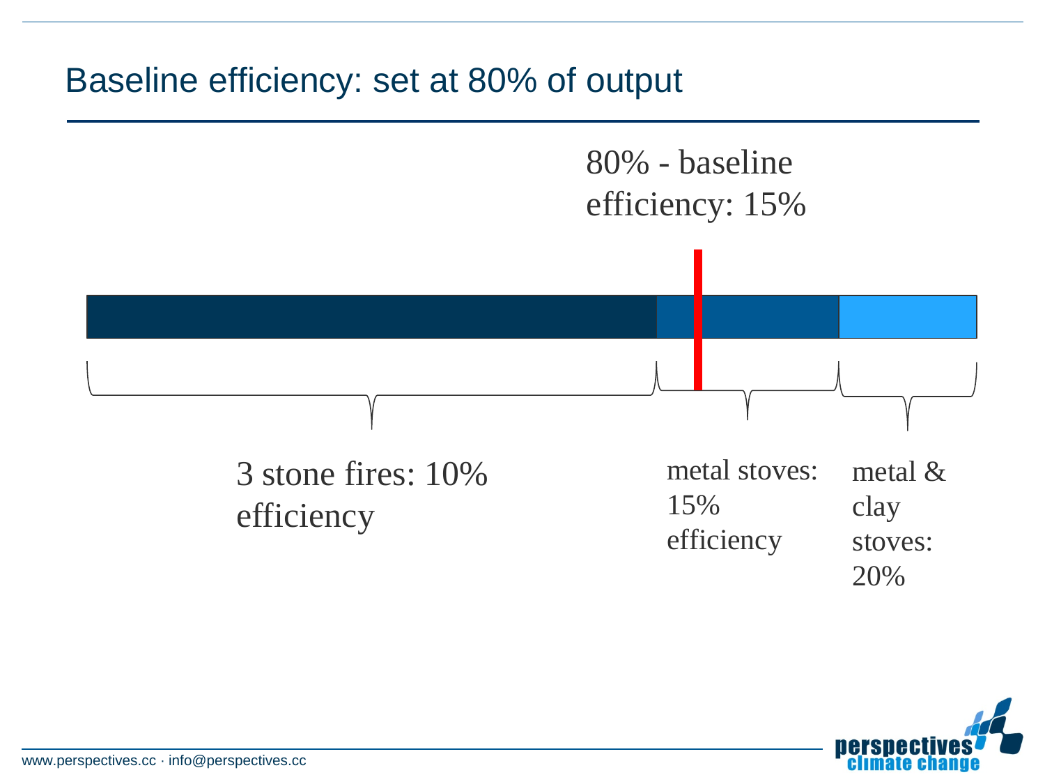# Baseline efficiency: set at 80% of output

80% - baseline efficiency: 15%

3 stone fires: 10% efficiency

metal stoves: 15% efficiency

metal & clay stoves: 20%

www.perspectives.cc · info@perspectives.cc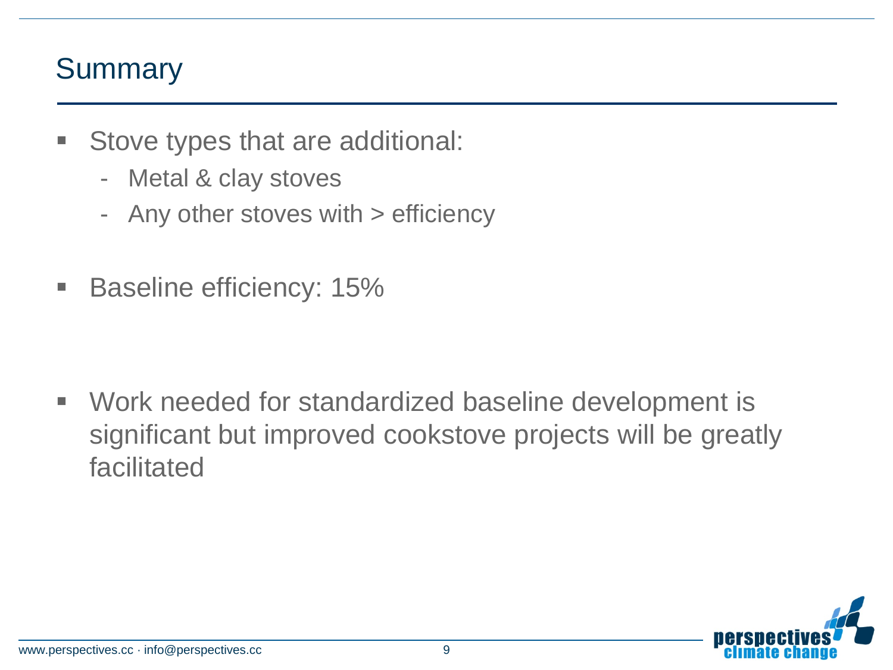## Summary

- Stove types that are additional:
  - Metal & clay stoves
  - Any other stoves with > efficiency

- Baseline efficiency: 15%

- Work needed for standardized baseline development is significant but improved cookstove projects will be greatly facilitated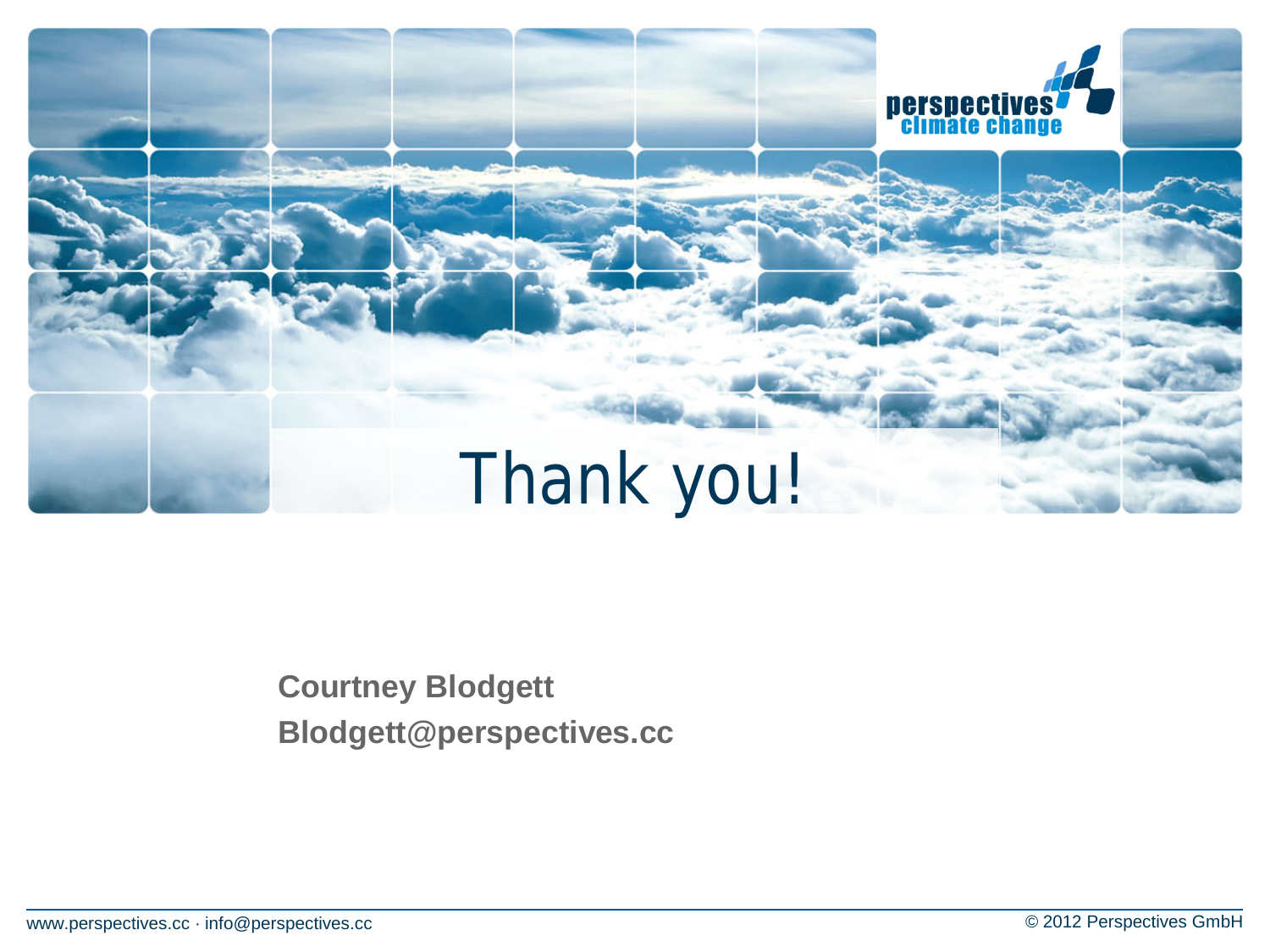perspectives climate change

# Thank you!

**Courtney Blodgett**
**Blodgett@perspectives.cc**

www.perspectives.cc · info@perspectives.cc

© 2012 Perspectives GmbH